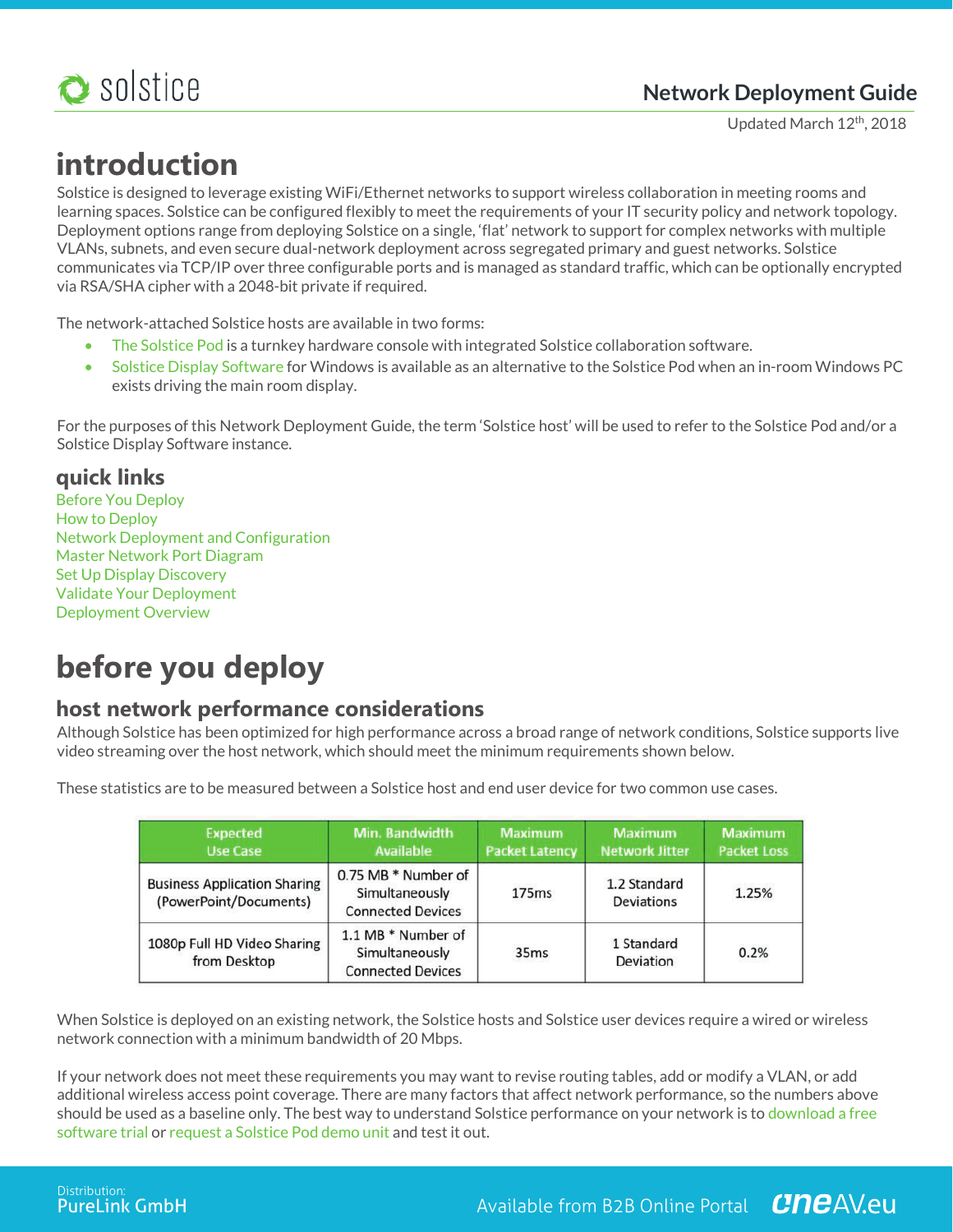# introduction

Solstice is designed to leverage existing WiFi/Ethernet networks to support wireless collaboration in meeting rooms and learning spaces. Solstice can be configured flexibly to meet the requirements of your IT security policy and network topology. Deployment options range from deploying Solstice on a single, 'flat' network to support for complex networks with multiple VLANs, subnets, and even secure dual-network deployment across segregated primary and guest networks. Solstice communicates via TCP/IP over three configurable ports and is managed as standard traffic, which can be optionally encrypted via RSA/SHA cipher with a 2048-bit private if required.

The network-attached Solstice hosts are available in two forms:

- The Solstice Pod is a turnkey hardware console with integrated Solstice collaboration software.
- Solstice Display Software for Windows is available as an alternative to the Solstice Pod when an in-room Windows PC exists driving the main room display.

For the purposes of this Network Deployment Guide, the term 'Solstice host' will be used to refer to the Solstice Pod and/or a Solstice Display Software instance.

## quick links

Before You Deploy
How to Deploy
Network Deployment and Configuration
Master Network Port Diagram
Set Up Display Discovery
Validate Your Deployment
Deployment Overview

# before you deploy

## host network performance considerations

Although Solstice has been optimized for high performance across a broad range of network conditions, Solstice supports live video streaming over the host network, which should meet the minimum requirements shown below.

These statistics are to be measured between a Solstice host and end user device for two common use cases.

| Expected Use Case | Min. Bandwidth Available | Maximum Packet Latency | Maximum Network Jitter | Maximum Packet Loss |
|---|---|---|---|---|
| Business Application Sharing (PowerPoint/Documents) | 0.75 MB * Number of Simultaneously Connected Devices | 175ms | 1.2 Standard Deviations | 1.25% |
| 1080p Full HD Video Sharing from Desktop | 1.1 MB * Number of Simultaneously Connected Devices | 35ms | 1 Standard Deviation | 0.2% |

When Solstice is deployed on an existing network, the Solstice hosts and Solstice user devices require a wired or wireless network connection with a minimum bandwidth of 20 Mbps.

If your network does not meet these requirements you may want to revise routing tables, add or modify a VLAN, or add additional wireless access point coverage. There are many factors that affect network performance, so the numbers above should be used as a baseline only. The best way to understand Solstice performance on your network is to download a free software trial or request a Solstice Pod demo unit and test it out.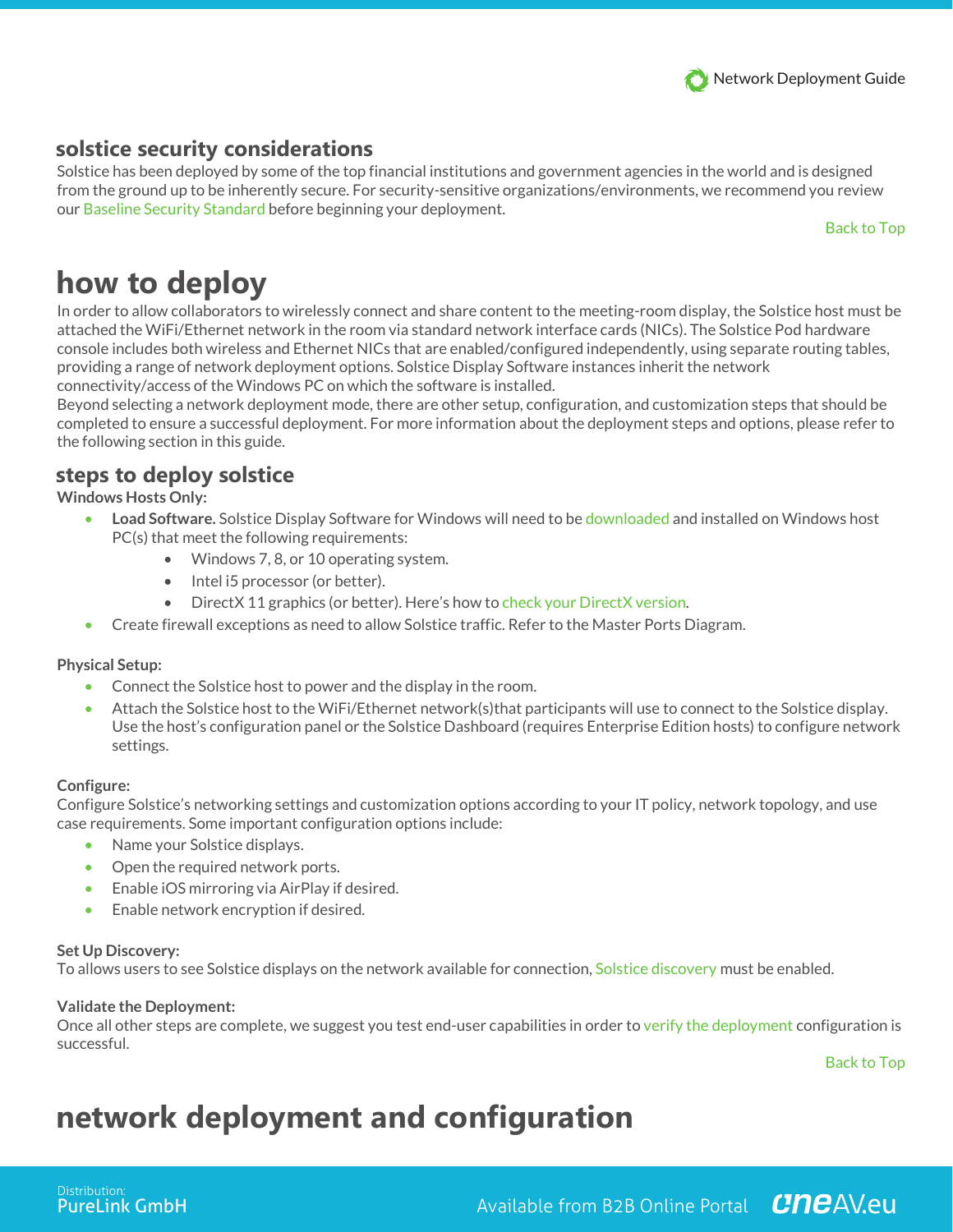## solstice security considerations

Solstice has been deployed by some of the top financial institutions and government agencies in the world and is designed from the ground up to be inherently secure. For security-sensitive organizations/environments, we recommend you review our Baseline Security Standard before beginning your deployment.

Back to Top

# how to deploy

In order to allow collaborators to wirelessly connect and share content to the meeting-room display, the Solstice host must be attached the WiFi/Ethernet network in the room via standard network interface cards (NICs). The Solstice Pod hardware console includes both wireless and Ethernet NICs that are enabled/configured independently, using separate routing tables, providing a range of network deployment options. Solstice Display Software instances inherit the network connectivity/access of the Windows PC on which the software is installed.

Beyond selecting a network deployment mode, there are other setup, configuration, and customization steps that should be completed to ensure a successful deployment. For more information about the deployment steps and options, please refer to the following section in this guide.

## steps to deploy solstice

**Windows Hosts Only:**

- **Load Software.** Solstice Display Software for Windows will need to be downloaded and installed on Windows host PC(s) that meet the following requirements:
  - Windows 7, 8, or 10 operating system.
  - Intel i5 processor (or better).
  - DirectX 11 graphics (or better). Here's how to check your DirectX version.
- Create firewall exceptions as need to allow Solstice traffic. Refer to the Master Ports Diagram.

**Physical Setup:**

- Connect the Solstice host to power and the display in the room.
- Attach the Solstice host to the WiFi/Ethernet network(s)that participants will use to connect to the Solstice display. Use the host's configuration panel or the Solstice Dashboard (requires Enterprise Edition hosts) to configure network settings.

**Configure:**

Configure Solstice's networking settings and customization options according to your IT policy, network topology, and use case requirements. Some important configuration options include:

- Name your Solstice displays.
- Open the required network ports.
- Enable iOS mirroring via AirPlay if desired.
- Enable network encryption if desired.

**Set Up Discovery:**

To allows users to see Solstice displays on the network available for connection, Solstice discovery must be enabled.

**Validate the Deployment:**

Once all other steps are complete, we suggest you test end-user capabilities in order to verify the deployment configuration is successful.

Back to Top

# network deployment and configuration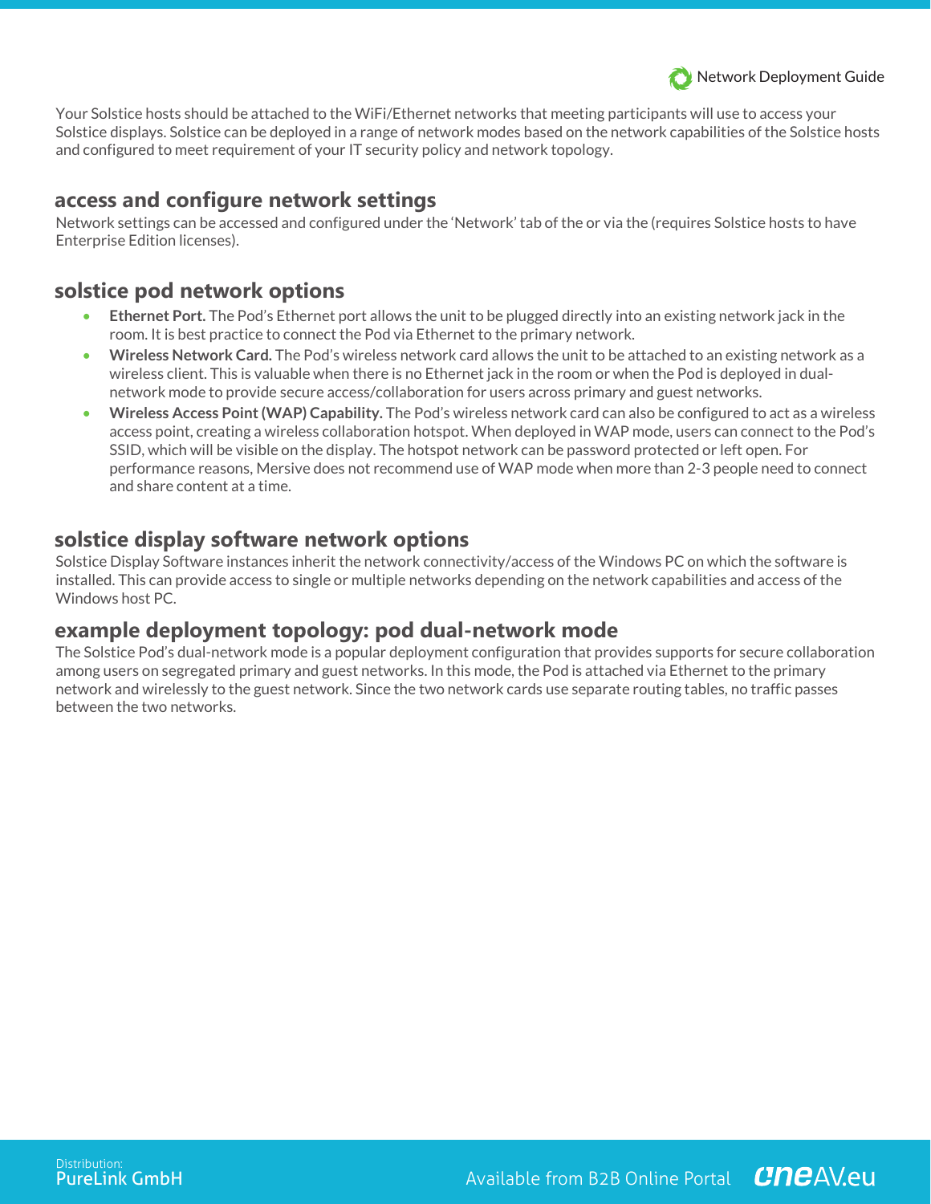Your Solstice hosts should be attached to the WiFi/Ethernet networks that meeting participants will use to access your Solstice displays. Solstice can be deployed in a range of network modes based on the network capabilities of the Solstice hosts and configured to meet requirement of your IT security policy and network topology.

## access and configure network settings

Network settings can be accessed and configured under the 'Network' tab of the or via the (requires Solstice hosts to have Enterprise Edition licenses).

## solstice pod network options

- **Ethernet Port.** The Pod's Ethernet port allows the unit to be plugged directly into an existing network jack in the room. It is best practice to connect the Pod via Ethernet to the primary network.
- **Wireless Network Card.** The Pod's wireless network card allows the unit to be attached to an existing network as a wireless client. This is valuable when there is no Ethernet jack in the room or when the Pod is deployed in dual-network mode to provide secure access/collaboration for users across primary and guest networks.
- **Wireless Access Point (WAP) Capability.** The Pod's wireless network card can also be configured to act as a wireless access point, creating a wireless collaboration hotspot. When deployed in WAP mode, users can connect to the Pod's SSID, which will be visible on the display. The hotspot network can be password protected or left open. For performance reasons, Mersive does not recommend use of WAP mode when more than 2-3 people need to connect and share content at a time.

## solstice display software network options

Solstice Display Software instances inherit the network connectivity/access of the Windows PC on which the software is installed. This can provide access to single or multiple networks depending on the network capabilities and access of the Windows host PC.

## example deployment topology: pod dual-network mode

The Solstice Pod's dual-network mode is a popular deployment configuration that provides supports for secure collaboration among users on segregated primary and guest networks. In this mode, the Pod is attached via Ethernet to the primary network and wirelessly to the guest network. Since the two network cards use separate routing tables, no traffic passes between the two networks.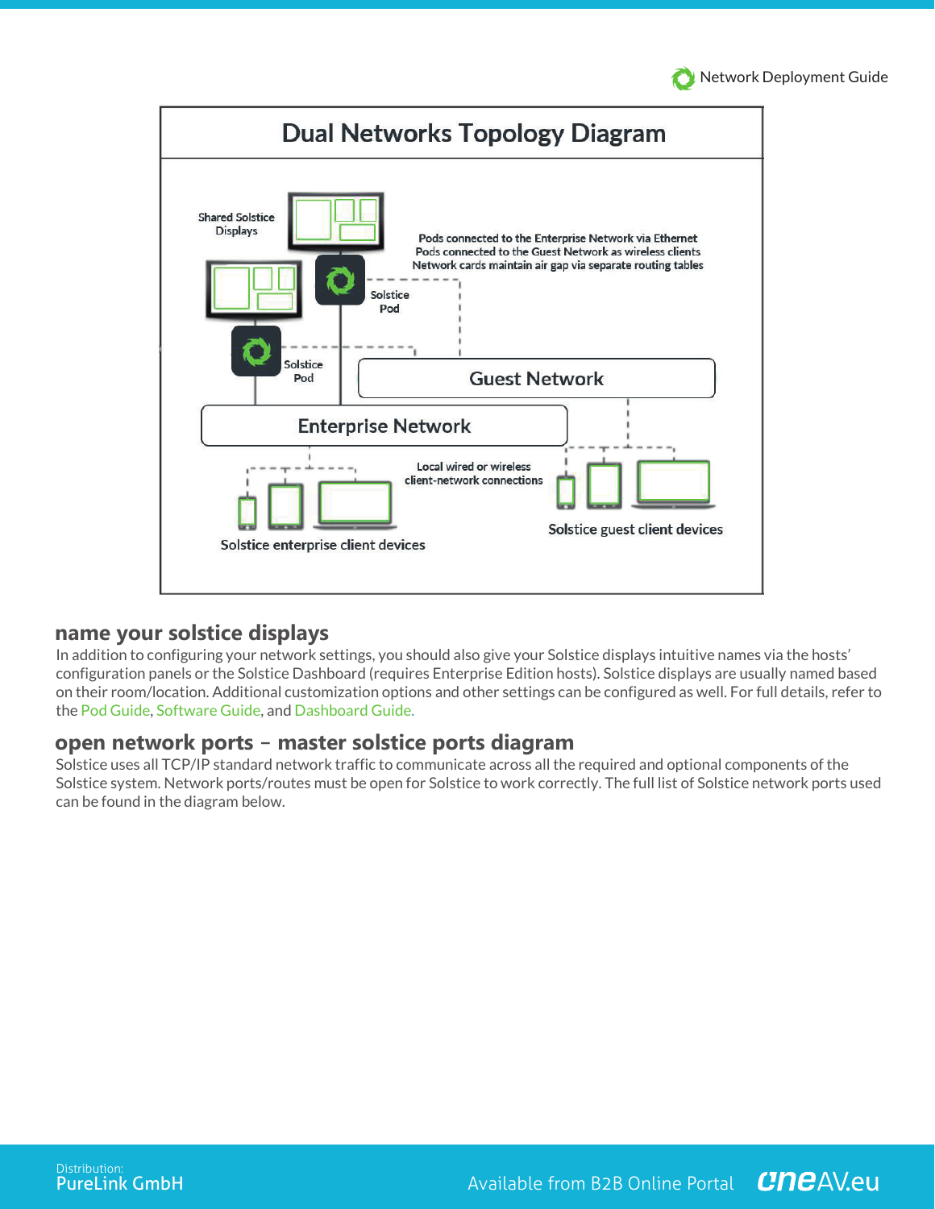## Dual Networks Topology Diagram

Shared Solstice Displays

Pods connected to the Enterprise Network via Ethernet
Pods connected to the Guest Network as wireless clients
Network cards maintain air gap via separate routing tables

Solstice Pod

Solstice Pod

Guest Network

Enterprise Network

Local wired or wireless client-network connections

Solstice enterprise client devices

Solstice guest client devices

## name your solstice displays

In addition to configuring your network settings, you should also give your Solstice displays intuitive names via the hosts' configuration panels or the Solstice Dashboard (requires Enterprise Edition hosts). Solstice displays are usually named based on their room/location. Additional customization options and other settings can be configured as well. For full details, refer to the Pod Guide, Software Guide, and Dashboard Guide.

## open network ports – master solstice ports diagram

Solstice uses all TCP/IP standard network traffic to communicate across all the required and optional components of the Solstice system. Network ports/routes must be open for Solstice to work correctly. The full list of Solstice network ports used can be found in the diagram below.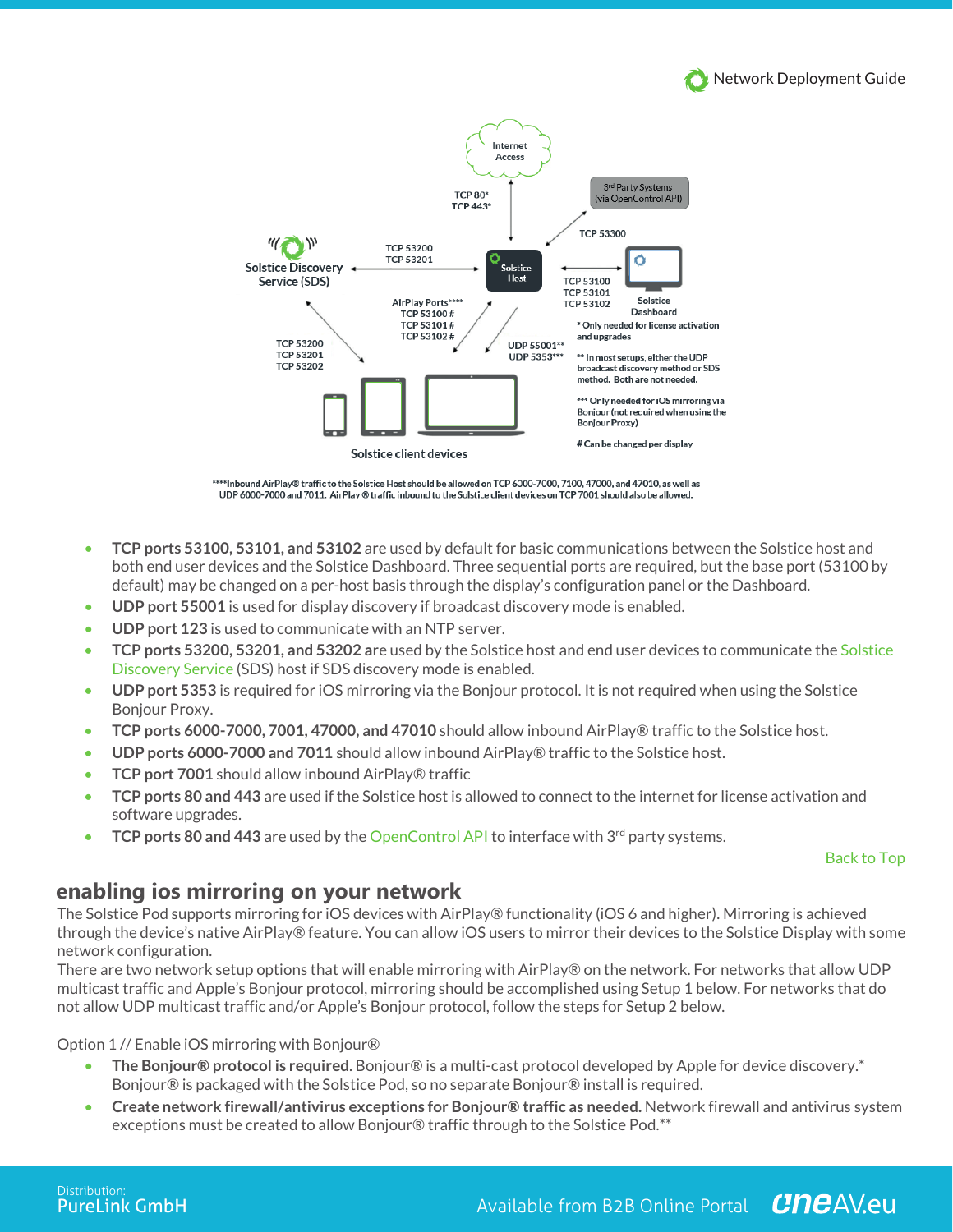Internet Access

TCP 80*
TCP 443*

3rd Party Systems (via OpenControl API)

TCP 53300

Solstice Discovery Service (SDS)

TCP 53200
TCP 53201

Solstice Host

TCP 53100
TCP 53101
TCP 53102

Solstice Dashboard

AirPlay Ports****
TCP 53100 #
TCP 53101 #
TCP 53102 #

UDP 55001**
UDP 5353***

TCP 53200
TCP 53201
TCP 53202

Solstice client devices

\* Only needed for license activation and upgrades

\*\* In most setups, either the UDP broadcast discovery method or SDS method. Both are not needed.

\*\*\* Only needed for iOS mirroring via Bonjour (not required when using the Bonjour Proxy)

\# Can be changed per display

\*\*\*\*Inbound AirPlay® traffic to the Solstice Host should be allowed on TCP 6000-7000, 7100, 47000, and 47010, as well as UDP 6000-7000 and 7011. AirPlay® traffic inbound to the Solstice client devices on TCP 7001 should also be allowed.

- **TCP ports 53100, 53101, and 53102** are used by default for basic communications between the Solstice host and both end user devices and the Solstice Dashboard. Three sequential ports are required, but the base port (53100 by default) may be changed on a per-host basis through the display's configuration panel or the Dashboard.
- **UDP port 55001** is used for display discovery if broadcast discovery mode is enabled.
- **UDP port 123** is used to communicate with an NTP server.
- **TCP ports 53200, 53201, and 53202 a**re used by the Solstice host and end user devices to communicate the Solstice Discovery Service (SDS) host if SDS discovery mode is enabled.
- **UDP port 5353** is required for iOS mirroring via the Bonjour protocol. It is not required when using the Solstice Bonjour Proxy.
- **TCP ports 6000-7000, 7001, 47000, and 47010** should allow inbound AirPlay® traffic to the Solstice host.
- **UDP ports 6000-7000 and 7011** should allow inbound AirPlay® traffic to the Solstice host.
- **TCP port 7001** should allow inbound AirPlay® traffic
- **TCP ports 80 and 443** are used if the Solstice host is allowed to connect to the internet for license activation and software upgrades.
- **TCP ports 80 and 443** are used by the OpenControl API to interface with 3rd party systems.

Back to Top

## enabling ios mirroring on your network

The Solstice Pod supports mirroring for iOS devices with AirPlay® functionality (iOS 6 and higher). Mirroring is achieved through the device's native AirPlay® feature. You can allow iOS users to mirror their devices to the Solstice Display with some network configuration.

There are two network setup options that will enable mirroring with AirPlay® on the network. For networks that allow UDP multicast traffic and Apple's Bonjour protocol, mirroring should be accomplished using Setup 1 below. For networks that do not allow UDP multicast traffic and/or Apple's Bonjour protocol, follow the steps for Setup 2 below.

Option 1 // Enable iOS mirroring with Bonjour®

- **The Bonjour® protocol is required**. Bonjour® is a multi-cast protocol developed by Apple for device discovery.* Bonjour® is packaged with the Solstice Pod, so no separate Bonjour® install is required.
- **Create network firewall/antivirus exceptions for Bonjour® traffic as needed.** Network firewall and antivirus system exceptions must be created to allow Bonjour® traffic through to the Solstice Pod.**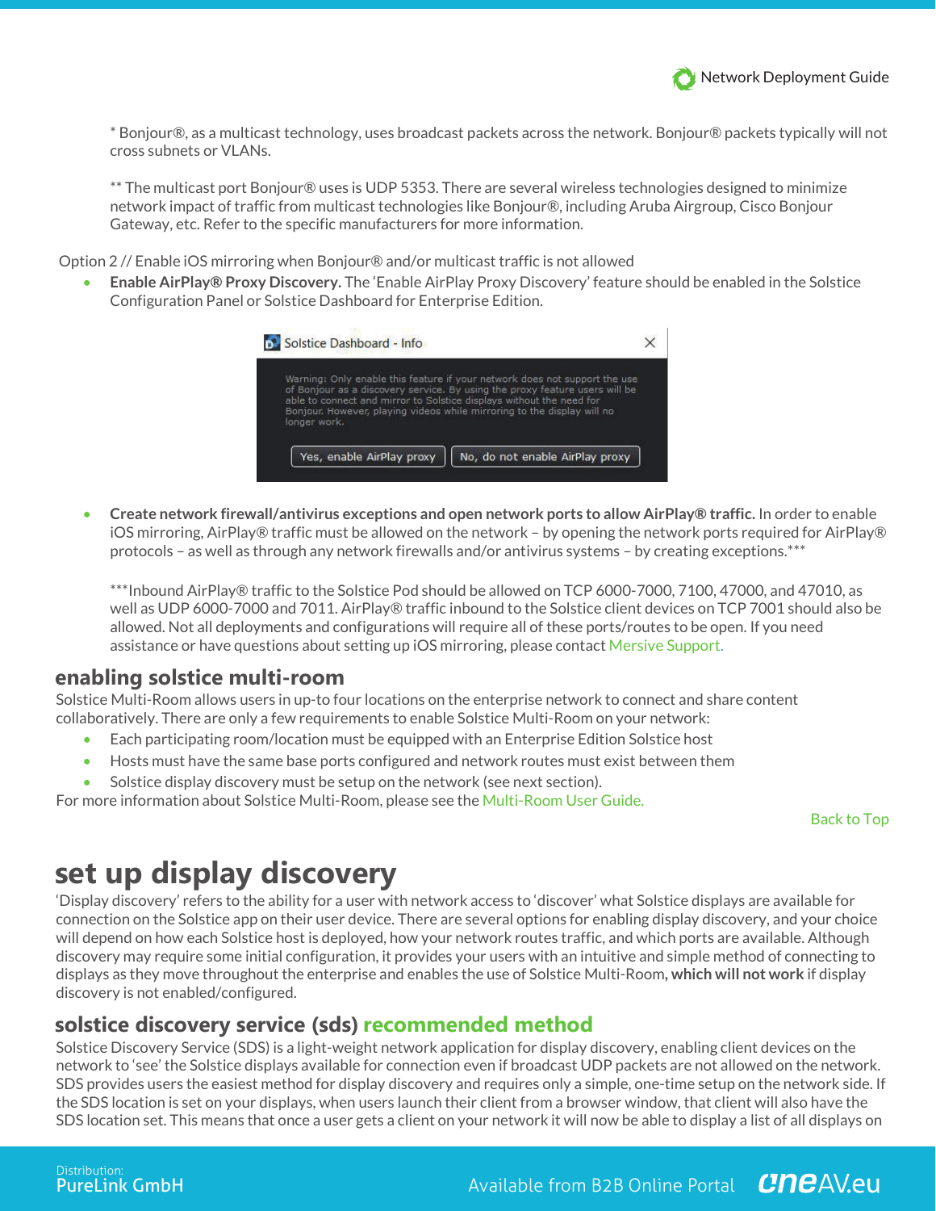* Bonjour®, as a multicast technology, uses broadcast packets across the network. Bonjour® packets typically will not cross subnets or VLANs.

** The multicast port Bonjour® uses is UDP 5353. There are several wireless technologies designed to minimize network impact of traffic from multicast technologies like Bonjour®, including Aruba Airgroup, Cisco Bonjour Gateway, etc. Refer to the specific manufacturers for more information.

Option 2 // Enable iOS mirroring when Bonjour® and/or multicast traffic is not allowed

- **Enable AirPlay® Proxy Discovery.** The 'Enable AirPlay Proxy Discovery' feature should be enabled in the Solstice Configuration Panel or Solstice Dashboard for Enterprise Edition.

- **Create network firewall/antivirus exceptions and open network ports to allow AirPlay® traffic.** In order to enable iOS mirroring, AirPlay® traffic must be allowed on the network – by opening the network ports required for AirPlay® protocols – as well as through any network firewalls and/or antivirus systems – by creating exceptions.***

  ***Inbound AirPlay® traffic to the Solstice Pod should be allowed on TCP 6000-7000, 7100, 47000, and 47010, as well as UDP 6000-7000 and 7011. AirPlay® traffic inbound to the Solstice client devices on TCP 7001 should also be allowed. Not all deployments and configurations will require all of these ports/routes to be open. If you need assistance or have questions about setting up iOS mirroring, please contact Mersive Support.

### enabling solstice multi-room

Solstice Multi-Room allows users in up-to four locations on the enterprise network to connect and share content collaboratively. There are only a few requirements to enable Solstice Multi-Room on your network:

- Each participating room/location must be equipped with an Enterprise Edition Solstice host
- Hosts must have the same base ports configured and network routes must exist between them
- Solstice display discovery must be setup on the network (see next section).

For more information about Solstice Multi-Room, please see the Multi-Room User Guide.

Back to Top

## set up display discovery

'Display discovery' refers to the ability for a user with network access to 'discover' what Solstice displays are available for connection on the Solstice app on their user device. There are several options for enabling display discovery, and your choice will depend on how each Solstice host is deployed, how your network routes traffic, and which ports are available. Although discovery may require some initial configuration, it provides your users with an intuitive and simple method of connecting to displays as they move throughout the enterprise and enables the use of Solstice Multi-Room**, which will not work** if display discovery is not enabled/configured.

### solstice discovery service (sds) recommended method

Solstice Discovery Service (SDS) is a light-weight network application for display discovery, enabling client devices on the network to 'see' the Solstice displays available for connection even if broadcast UDP packets are not allowed on the network. SDS provides users the easiest method for display discovery and requires only a simple, one-time setup on the network side. If the SDS location is set on your displays, when users launch their client from a browser window, that client will also have the SDS location set. This means that once a user gets a client on your network it will now be able to display a list of all displays on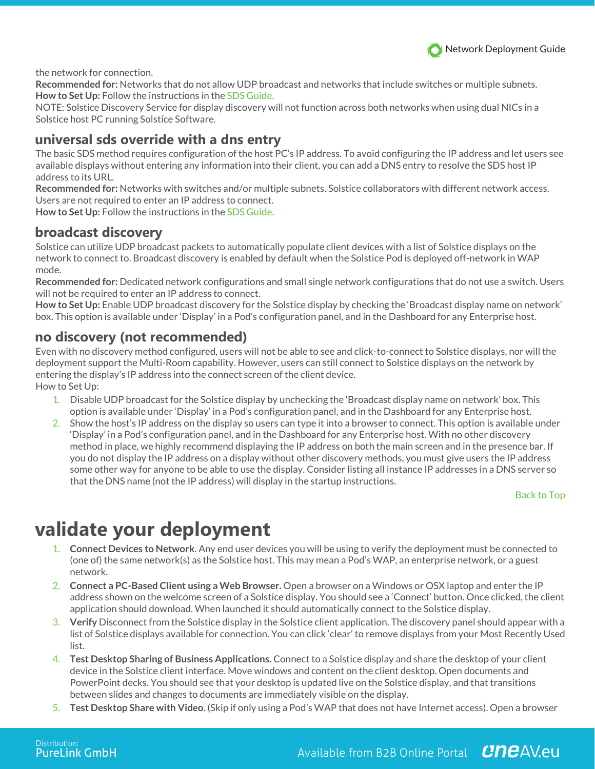the network for connection.
**Recommended for:** Networks that do not allow UDP broadcast and networks that include switches or multiple subnets.
**How to Set Up:** Follow the instructions in the SDS Guide.
NOTE: Solstice Discovery Service for display discovery will not function across both networks when using dual NICs in a Solstice host PC running Solstice Software.

### universal sds override with a dns entry

The basic SDS method requires configuration of the host PC's IP address. To avoid configuring the IP address and let users see available displays without entering any information into their client, you can add a DNS entry to resolve the SDS host IP address to its URL.
**Recommended for:** Networks with switches and/or multiple subnets. Solstice collaborators with different network access. Users are not required to enter an IP address to connect.
**How to Set Up:** Follow the instructions in the SDS Guide.

### broadcast discovery

Solstice can utilize UDP broadcast packets to automatically populate client devices with a list of Solstice displays on the network to connect to. Broadcast discovery is enabled by default when the Solstice Pod is deployed off-network in WAP mode.
**Recommended for:** Dedicated network configurations and small single network configurations that do not use a switch. Users will not be required to enter an IP address to connect.
**How to Set Up:** Enable UDP broadcast discovery for the Solstice display by checking the 'Broadcast display name on network' box. This option is available under 'Display' in a Pod's configuration panel, and in the Dashboard for any Enterprise host.

### no discovery (not recommended)

Even with no discovery method configured, users will not be able to see and click-to-connect to Solstice displays, nor will the deployment support the Multi-Room capability. However, users can still connect to Solstice displays on the network by entering the display's IP address into the connect screen of the client device.
How to Set Up:

1. Disable UDP broadcast for the Solstice display by unchecking the 'Broadcast display name on network' box. This option is available under 'Display' in a Pod's configuration panel, and in the Dashboard for any Enterprise host.
2. Show the host's IP address on the display so users can type it into a browser to connect. This option is available under 'Display' in a Pod's configuration panel, and in the Dashboard for any Enterprise host. With no other discovery method in place, we highly recommend displaying the IP address on both the main screen and in the presence bar. If you do not display the IP address on a display without other discovery methods, you must give users the IP address some other way for anyone to be able to use the display. Consider listing all instance IP addresses in a DNS server so that the DNS name (not the IP address) will display in the startup instructions.

Back to Top

## validate your deployment

1. **Connect Devices to Network**. Any end user devices you will be using to verify the deployment must be connected to (one of) the same network(s) as the Solstice host. This may mean a Pod's WAP, an enterprise network, or a guest network.
2. **Connect a PC-Based Client using a Web Browser.** Open a browser on a Windows or OSX laptop and enter the IP address shown on the welcome screen of a Solstice display. You should see a 'Connect' button. Once clicked, the client application should download. When launched it should automatically connect to the Solstice display.
3. **Verify** Disconnect from the Solstice display in the Solstice client application. The discovery panel should appear with a list of Solstice displays available for connection. You can click 'clear' to remove displays from your Most Recently Used list.
4. **Test Desktop Sharing of Business Applications.** Connect to a Solstice display and share the desktop of your client device in the Solstice client interface. Move windows and content on the client desktop. Open documents and PowerPoint decks. You should see that your desktop is updated live on the Solstice display, and that transitions between slides and changes to documents are immediately visible on the display.
5. **Test Desktop Share with Video**. (Skip if only using a Pod's WAP that does not have Internet access). Open a browser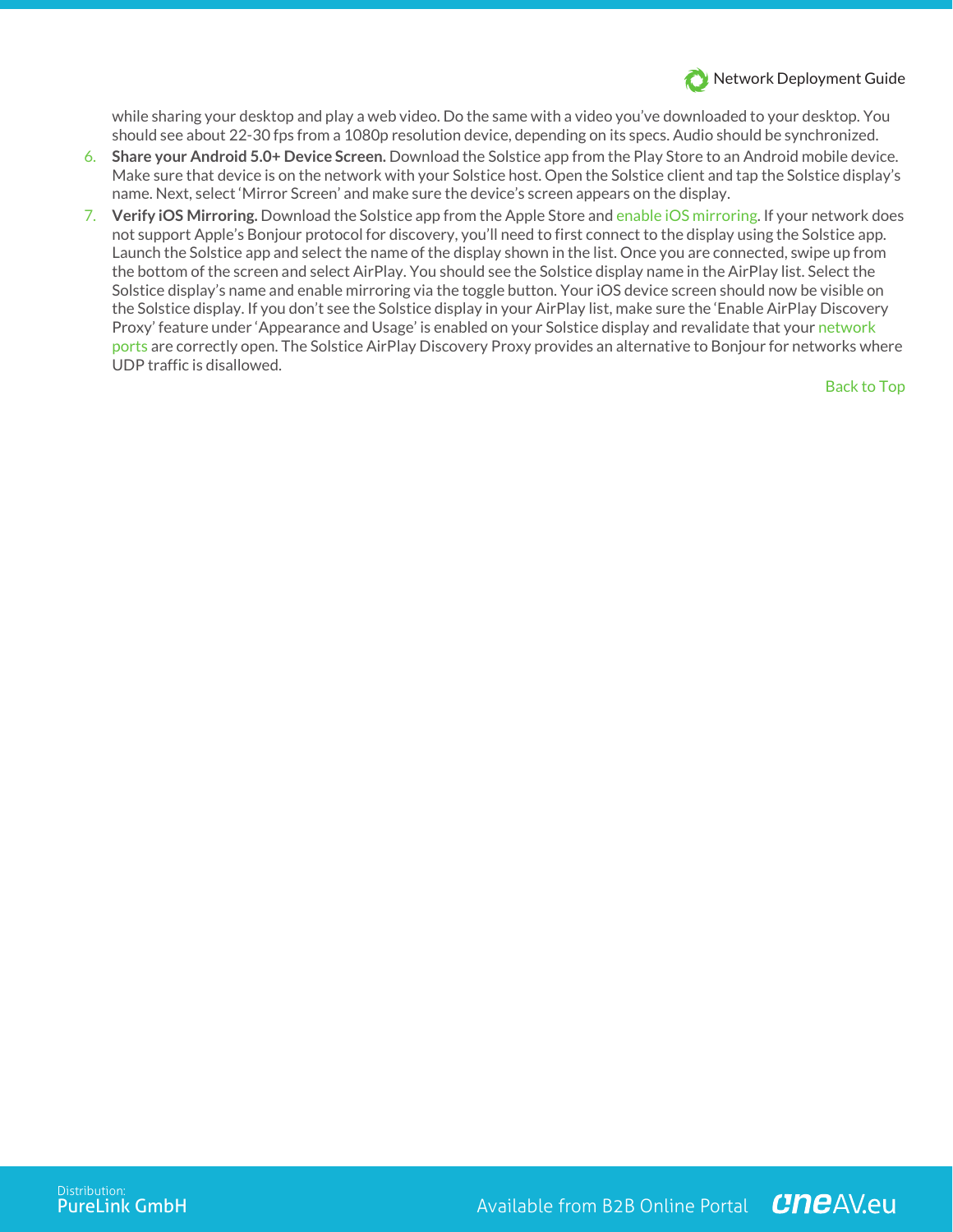while sharing your desktop and play a web video. Do the same with a video you've downloaded to your desktop. You should see about 22-30 fps from a 1080p resolution device, depending on its specs. Audio should be synchronized.

6. **Share your Android 5.0+ Device Screen.** Download the Solstice app from the Play Store to an Android mobile device. Make sure that device is on the network with your Solstice host. Open the Solstice client and tap the Solstice display's name. Next, select 'Mirror Screen' and make sure the device's screen appears on the display.
7. **Verify iOS Mirroring.** Download the Solstice app from the Apple Store and enable iOS mirroring. If your network does not support Apple's Bonjour protocol for discovery, you'll need to first connect to the display using the Solstice app. Launch the Solstice app and select the name of the display shown in the list. Once you are connected, swipe up from the bottom of the screen and select AirPlay. You should see the Solstice display name in the AirPlay list. Select the Solstice display's name and enable mirroring via the toggle button. Your iOS device screen should now be visible on the Solstice display. If you don't see the Solstice display in your AirPlay list, make sure the 'Enable AirPlay Discovery Proxy' feature under 'Appearance and Usage' is enabled on your Solstice display and revalidate that your network ports are correctly open. The Solstice AirPlay Discovery Proxy provides an alternative to Bonjour for networks where UDP traffic is disallowed.

Back to Top